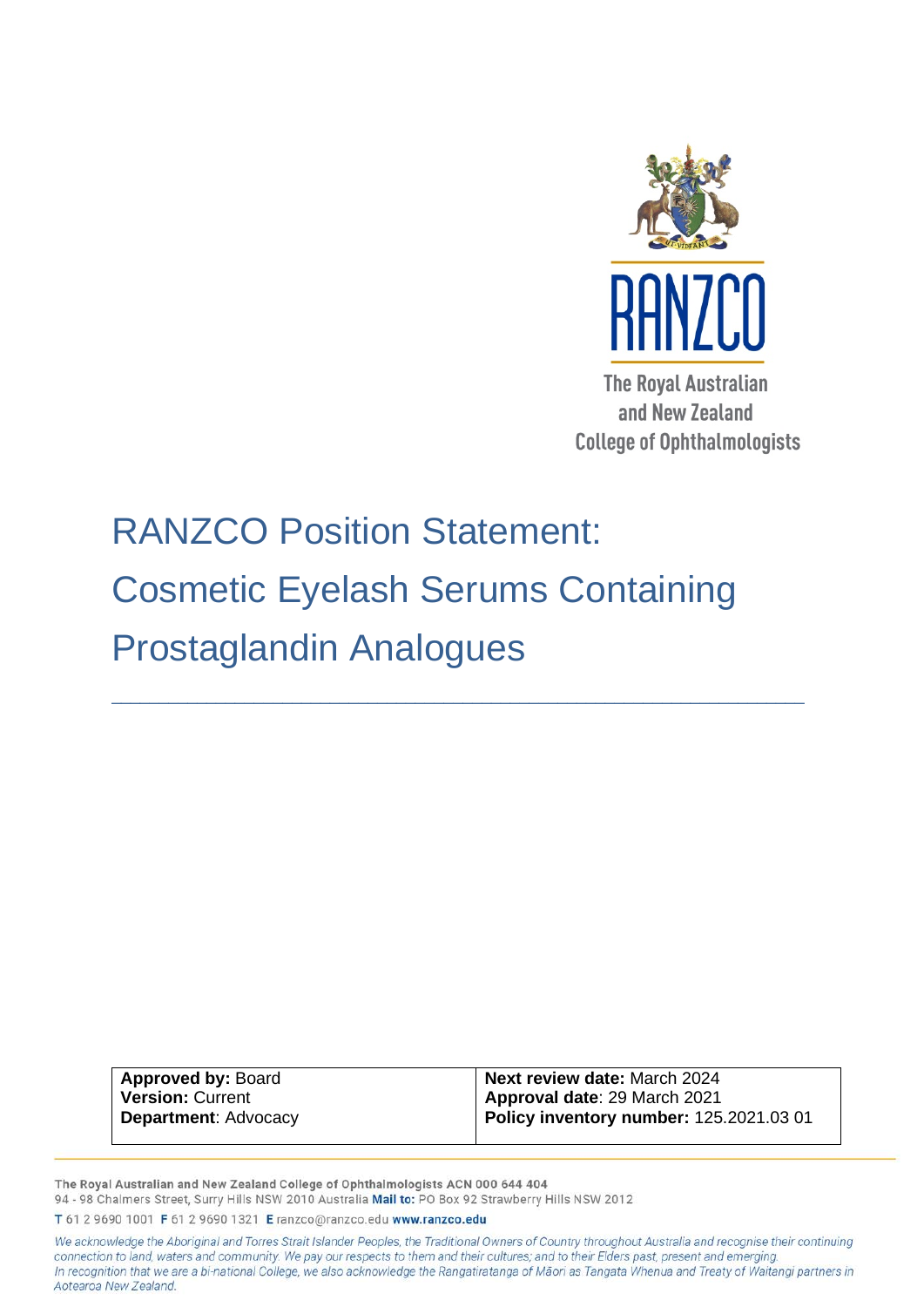The Royal Australian and New Zealand College of Ophthalmologists

# RANZCO Position Statement: Cosmetic Eyelash Serums Containing Prostaglandin Analogues

| **Approved by:** Board | **Next review date:** March 2024 |
|---|---|
| **Version:** Current | **Approval date**: 29 March 2021 |
| **Department**: Advocacy | **Policy inventory number:** 125.2021.03 01 |

The Royal Australian and New Zealand College of Ophthalmologists ACN 000 644 404
94 - 98 Chalmers Street, Surry Hills NSW 2010 Australia **Mail to:** PO Box 92 Strawberry Hills NSW 2012
T 61 2 9690 1001 F 61 2 9690 1321 E ranzco@ranzco.edu **www.ranzco.edu**

*We acknowledge the Aboriginal and Torres Strait Islander Peoples, the Traditional Owners of Country throughout Australia and recognise their continuing connection to land, waters and community. We pay our respects to them and their cultures; and to their Elders past, present and emerging. In recognition that we are a bi-national College, we also acknowledge the Rangatiratanga of Māori as Tangata Whenua and Treaty of Waitangi partners in Aotearoa New Zealand.*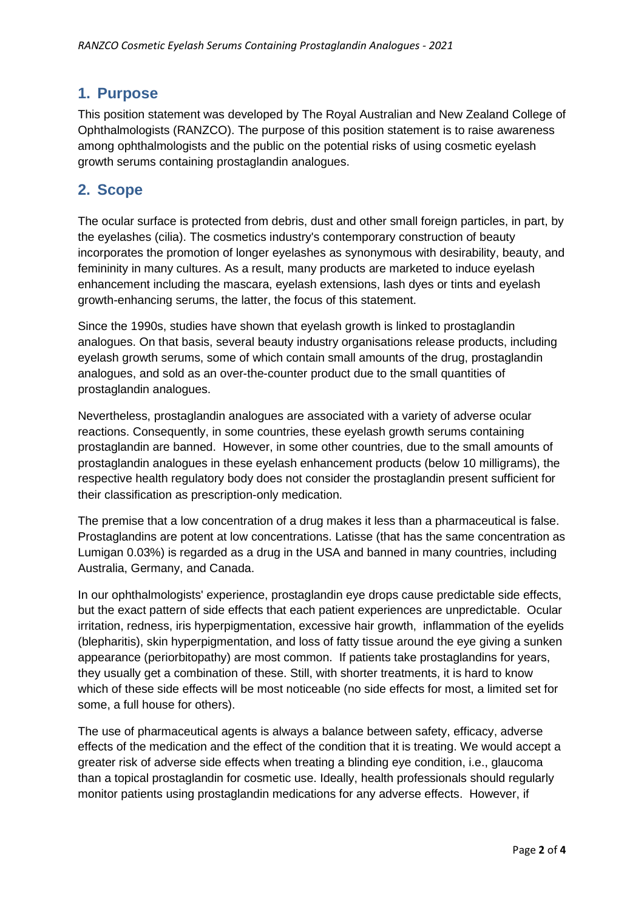## 1. Purpose

This position statement was developed by The Royal Australian and New Zealand College of Ophthalmologists (RANZCO). The purpose of this position statement is to raise awareness among ophthalmologists and the public on the potential risks of using cosmetic eyelash growth serums containing prostaglandin analogues.

## 2. Scope

The ocular surface is protected from debris, dust and other small foreign particles, in part, by the eyelashes (cilia). The cosmetics industry's contemporary construction of beauty incorporates the promotion of longer eyelashes as synonymous with desirability, beauty, and femininity in many cultures. As a result, many products are marketed to induce eyelash enhancement including the mascara, eyelash extensions, lash dyes or tints and eyelash growth-enhancing serums, the latter, the focus of this statement.

Since the 1990s, studies have shown that eyelash growth is linked to prostaglandin analogues. On that basis, several beauty industry organisations release products, including eyelash growth serums, some of which contain small amounts of the drug, prostaglandin analogues, and sold as an over-the-counter product due to the small quantities of prostaglandin analogues.

Nevertheless, prostaglandin analogues are associated with a variety of adverse ocular reactions. Consequently, in some countries, these eyelash growth serums containing prostaglandin are banned. However, in some other countries, due to the small amounts of prostaglandin analogues in these eyelash enhancement products (below 10 milligrams), the respective health regulatory body does not consider the prostaglandin present sufficient for their classification as prescription-only medication.

The premise that a low concentration of a drug makes it less than a pharmaceutical is false. Prostaglandins are potent at low concentrations. Latisse (that has the same concentration as Lumigan 0.03%) is regarded as a drug in the USA and banned in many countries, including Australia, Germany, and Canada.

In our ophthalmologists' experience, prostaglandin eye drops cause predictable side effects, but the exact pattern of side effects that each patient experiences are unpredictable. Ocular irritation, redness, iris hyperpigmentation, excessive hair growth, inflammation of the eyelids (blepharitis), skin hyperpigmentation, and loss of fatty tissue around the eye giving a sunken appearance (periorbitopathy) are most common. If patients take prostaglandins for years, they usually get a combination of these. Still, with shorter treatments, it is hard to know which of these side effects will be most noticeable (no side effects for most, a limited set for some, a full house for others).

The use of pharmaceutical agents is always a balance between safety, efficacy, adverse effects of the medication and the effect of the condition that it is treating. We would accept a greater risk of adverse side effects when treating a blinding eye condition, i.e., glaucoma than a topical prostaglandin for cosmetic use. Ideally, health professionals should regularly monitor patients using prostaglandin medications for any adverse effects. However, if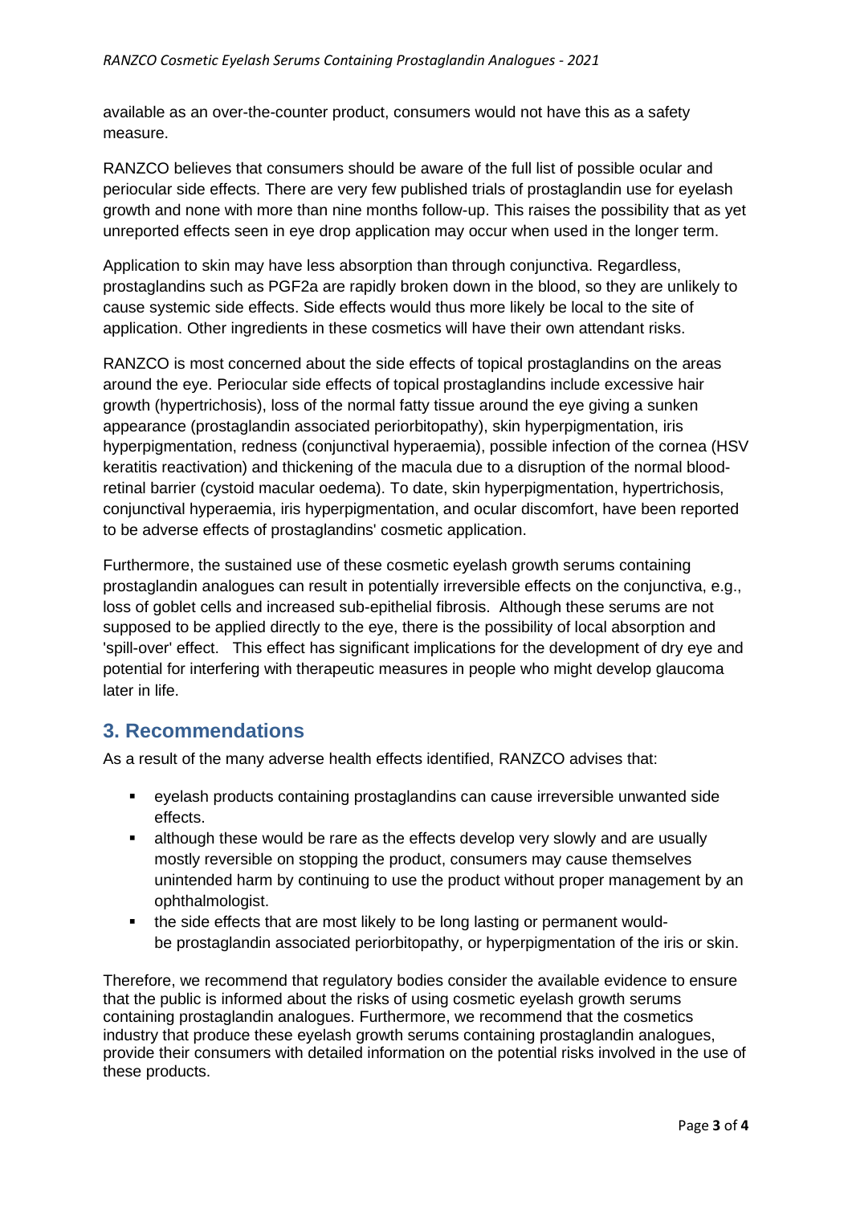available as an over-the-counter product, consumers would not have this as a safety measure.

RANZCO believes that consumers should be aware of the full list of possible ocular and periocular side effects. There are very few published trials of prostaglandin use for eyelash growth and none with more than nine months follow-up. This raises the possibility that as yet unreported effects seen in eye drop application may occur when used in the longer term.

Application to skin may have less absorption than through conjunctiva. Regardless, prostaglandins such as PGF2a are rapidly broken down in the blood, so they are unlikely to cause systemic side effects. Side effects would thus more likely be local to the site of application. Other ingredients in these cosmetics will have their own attendant risks.

RANZCO is most concerned about the side effects of topical prostaglandins on the areas around the eye. Periocular side effects of topical prostaglandins include excessive hair growth (hypertrichosis), loss of the normal fatty tissue around the eye giving a sunken appearance (prostaglandin associated periorbitopathy), skin hyperpigmentation, iris hyperpigmentation, redness (conjunctival hyperaemia), possible infection of the cornea (HSV keratitis reactivation) and thickening of the macula due to a disruption of the normal blood-retinal barrier (cystoid macular oedema). To date, skin hyperpigmentation, hypertrichosis, conjunctival hyperaemia, iris hyperpigmentation, and ocular discomfort, have been reported to be adverse effects of prostaglandins' cosmetic application.

Furthermore, the sustained use of these cosmetic eyelash growth serums containing prostaglandin analogues can result in potentially irreversible effects on the conjunctiva, e.g., loss of goblet cells and increased sub-epithelial fibrosis. Although these serums are not supposed to be applied directly to the eye, there is the possibility of local absorption and 'spill-over' effect. This effect has significant implications for the development of dry eye and potential for interfering with therapeutic measures in people who might develop glaucoma later in life.

## 3. Recommendations

As a result of the many adverse health effects identified, RANZCO advises that:

- eyelash products containing prostaglandins can cause irreversible unwanted side effects.
- although these would be rare as the effects develop very slowly and are usually mostly reversible on stopping the product, consumers may cause themselves unintended harm by continuing to use the product without proper management by an ophthalmologist.
- the side effects that are most likely to be long lasting or permanent would be prostaglandin associated periorbitopathy, or hyperpigmentation of the iris or skin.

Therefore, we recommend that regulatory bodies consider the available evidence to ensure that the public is informed about the risks of using cosmetic eyelash growth serums containing prostaglandin analogues. Furthermore, we recommend that the cosmetics industry that produce these eyelash growth serums containing prostaglandin analogues, provide their consumers with detailed information on the potential risks involved in the use of these products.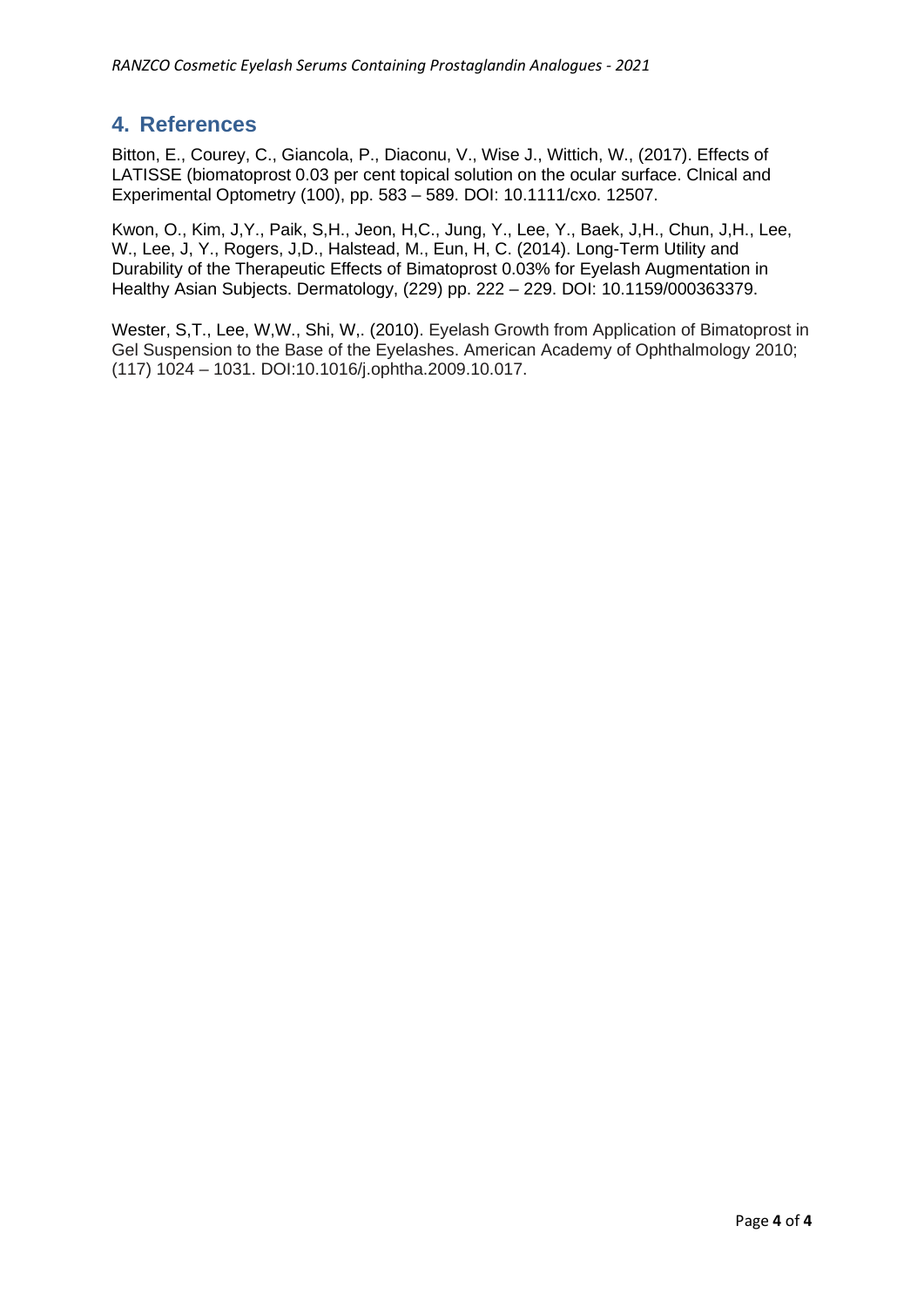## 4. References

Bitton, E., Courey, C., Giancola, P., Diaconu, V., Wise J., Wittich, W., (2017). Effects of LATISSE (biomatoprost 0.03 per cent topical solution on the ocular surface. Clnical and Experimental Optometry (100), pp. 583 – 589. DOI: 10.1111/cxo. 12507.

Kwon, O., Kim, J,Y., Paik, S,H., Jeon, H,C., Jung, Y., Lee, Y., Baek, J,H., Chun, J,H., Lee, W., Lee, J, Y., Rogers, J,D., Halstead, M., Eun, H, C. (2014). Long-Term Utility and Durability of the Therapeutic Effects of Bimatoprost 0.03% for Eyelash Augmentation in Healthy Asian Subjects. Dermatology, (229) pp. 222 – 229. DOI: 10.1159/000363379.

Wester, S,T., Lee, W,W., Shi, W,. (2010). Eyelash Growth from Application of Bimatoprost in Gel Suspension to the Base of the Eyelashes. American Academy of Ophthalmology 2010; (117) 1024 – 1031. DOI:10.1016/j.ophtha.2009.10.017.